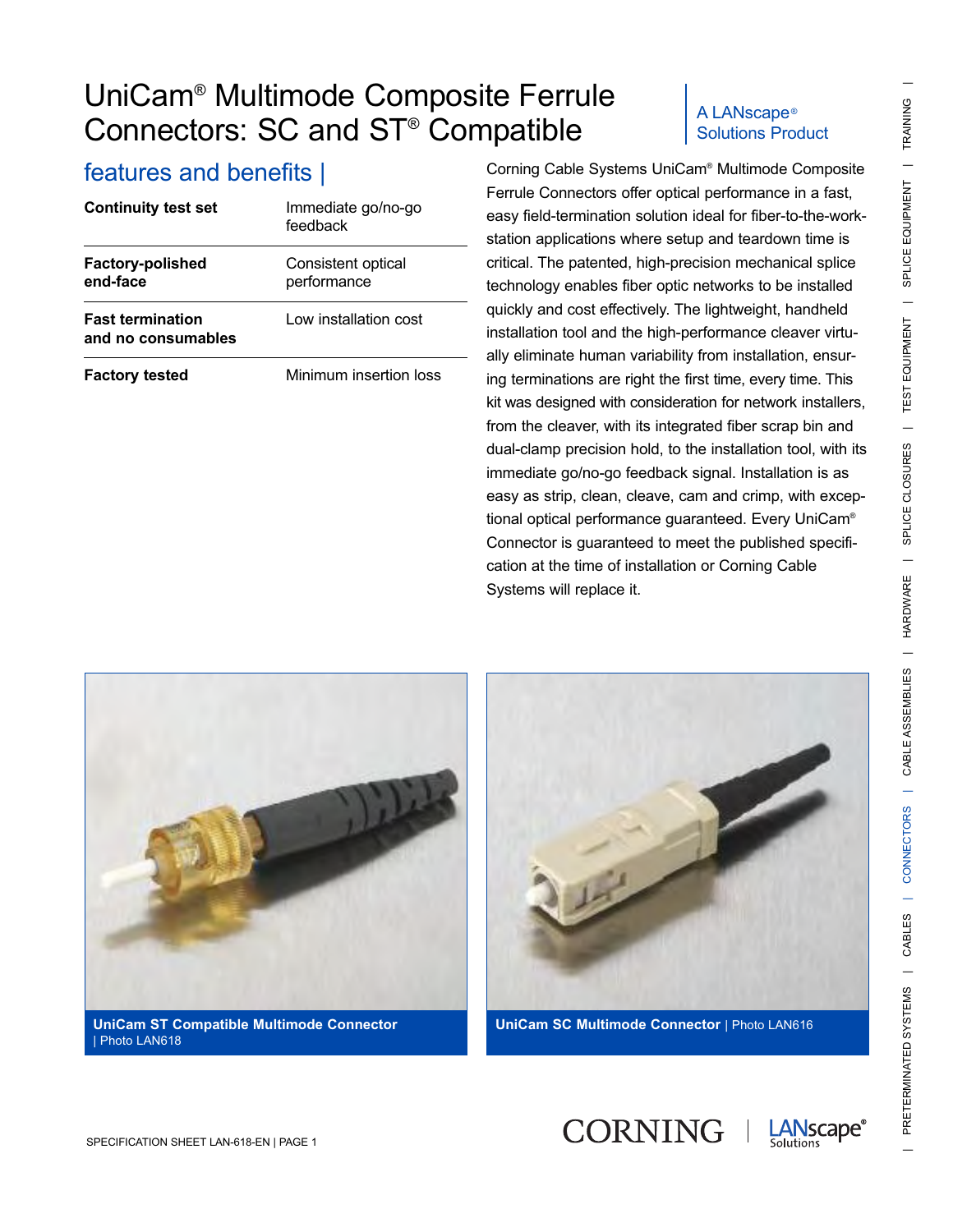# UniCam® Multimode Composite Ferrule Connectors: SC and ST® Compatible

A LANscape® Solutions Product

## features and benefits |

| | |
|---|---|
| **Continuity test set** | Immediate go/no-go feedback |
| **Factory-polished end-face** | Consistent optical performance |
| **Fast termination and no consumables** | Low installation cost |
| **Factory tested** | Minimum insertion loss |

Corning Cable Systems UniCam® Multimode Composite Ferrule Connectors offer optical performance in a fast, easy field-termination solution ideal for fiber-to-the-work-station applications where setup and teardown time is critical. The patented, high-precision mechanical splice technology enables fiber optic networks to be installed quickly and cost effectively. The lightweight, handheld installation tool and the high-performance cleaver virtually eliminate human variability from installation, ensuring terminations are right the first time, every time. This kit was designed with consideration for network installers, from the cleaver, with its integrated fiber scrap bin and dual-clamp precision hold, to the installation tool, with its immediate go/no-go feedback signal. Installation is as easy as strip, clean, cleave, cam and crimp, with exceptional optical performance guaranteed. Every UniCam® Connector is guaranteed to meet the published specification at the time of installation or Corning Cable Systems will replace it.

**UniCam ST Compatible Multimode Connector** | Photo LAN618

**UniCam SC Multimode Connector** | Photo LAN616

SPECIFICATION SHEET LAN-618-EN | PAGE 1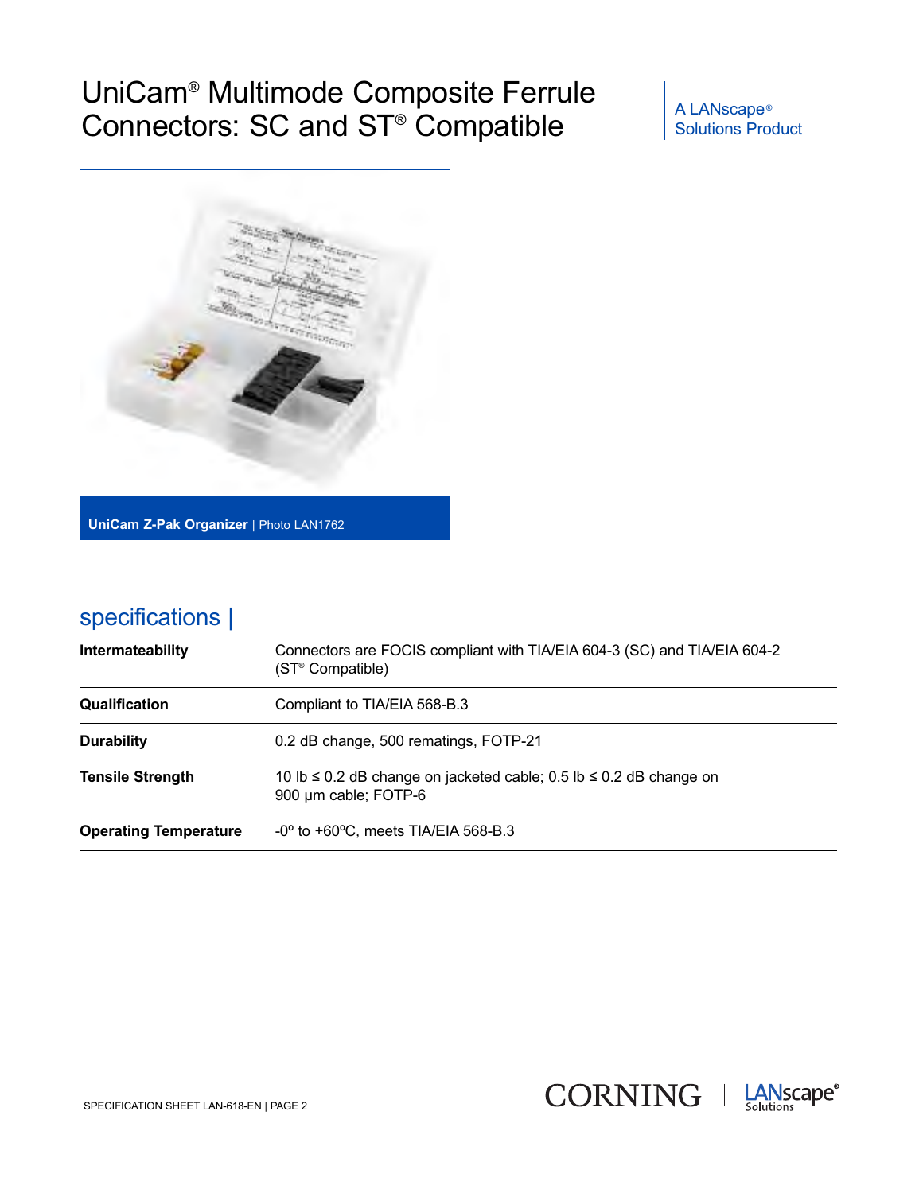# UniCam® Multimode Composite Ferrule Connectors: SC and ST® Compatible

A LANscape® Solutions Product

**UniCam Z-Pak Organizer** | Photo LAN1762

## specifications |

| | |
|---|---|
| **Intermateability** | Connectors are FOCIS compliant with TIA/EIA 604-3 (SC) and TIA/EIA 604-2 (ST® Compatible) |
| **Qualification** | Compliant to TIA/EIA 568-B.3 |
| **Durability** | 0.2 dB change, 500 rematings, FOTP-21 |
| **Tensile Strength** | 10 lb ≤ 0.2 dB change on jacketed cable; 0.5 lb ≤ 0.2 dB change on 900 µm cable; FOTP-6 |
| **Operating Temperature** | -0º to +60ºC, meets TIA/EIA 568-B.3 |

SPECIFICATION SHEET LAN-618-EN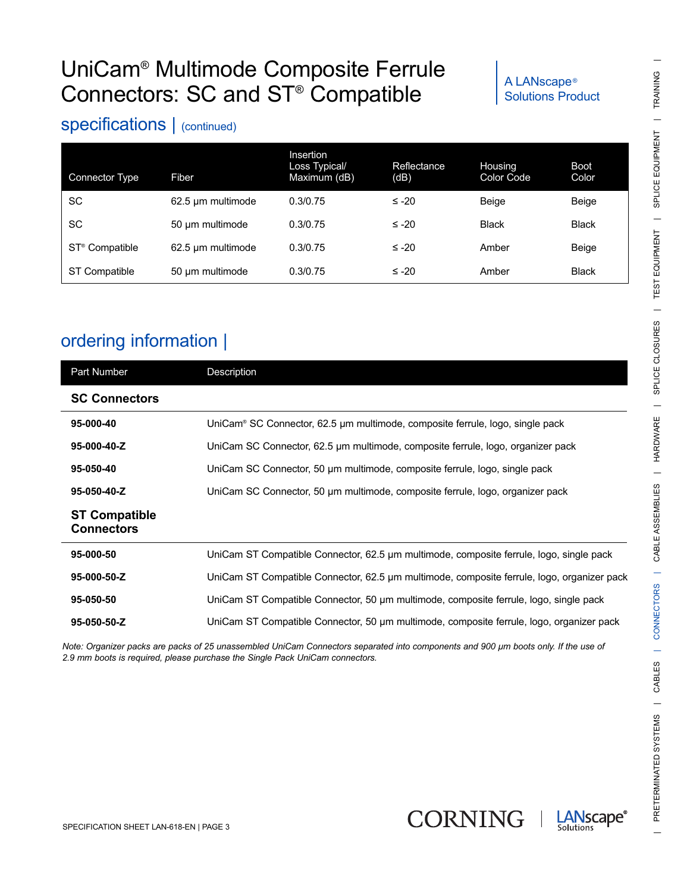# UniCam® Multimode Composite Ferrule Connectors: SC and ST® Compatible

A LANscape® Solutions Product

## specifications | (continued)

| Connector Type | Fiber | Insertion Loss Typical/ Maximum (dB) | Reflectance (dB) | Housing Color Code | Boot Color |
|---|---|---|---|---|---|
| SC | 62.5 µm multimode | 0.3/0.75 | ≤ -20 | Beige | Beige |
| SC | 50 µm multimode | 0.3/0.75 | ≤ -20 | Black | Black |
| ST® Compatible | 62.5 µm multimode | 0.3/0.75 | ≤ -20 | Amber | Beige |
| ST Compatible | 50 µm multimode | 0.3/0.75 | ≤ -20 | Amber | Black |

## ordering information |

| Part Number | Description |
|---|---|
| **SC Connectors** | |
| **95-000-40** | UniCam® SC Connector, 62.5 µm multimode, composite ferrule, logo, single pack |
| **95-000-40-Z** | UniCam SC Connector, 62.5 µm multimode, composite ferrule, logo, organizer pack |
| **95-050-40** | UniCam SC Connector, 50 µm multimode, composite ferrule, logo, single pack |
| **95-050-40-Z** | UniCam SC Connector, 50 µm multimode, composite ferrule, logo, organizer pack |
| **ST Compatible Connectors** | |
| **95-000-50** | UniCam ST Compatible Connector, 62.5 µm multimode, composite ferrule, logo, single pack |
| **95-000-50-Z** | UniCam ST Compatible Connector, 62.5 µm multimode, composite ferrule, logo, organizer pack |
| **95-050-50** | UniCam ST Compatible Connector, 50 µm multimode, composite ferrule, logo, single pack |
| **95-050-50-Z** | UniCam ST Compatible Connector, 50 µm multimode, composite ferrule, logo, organizer pack |

*Note: Organizer packs are packs of 25 unassembled UniCam Connectors separated into components and 900 µm boots only. If the use of 2.9 mm boots is required, please purchase the Single Pack UniCam connectors.*

SPECIFICATION SHEET LAN-618-EN | PAGE 3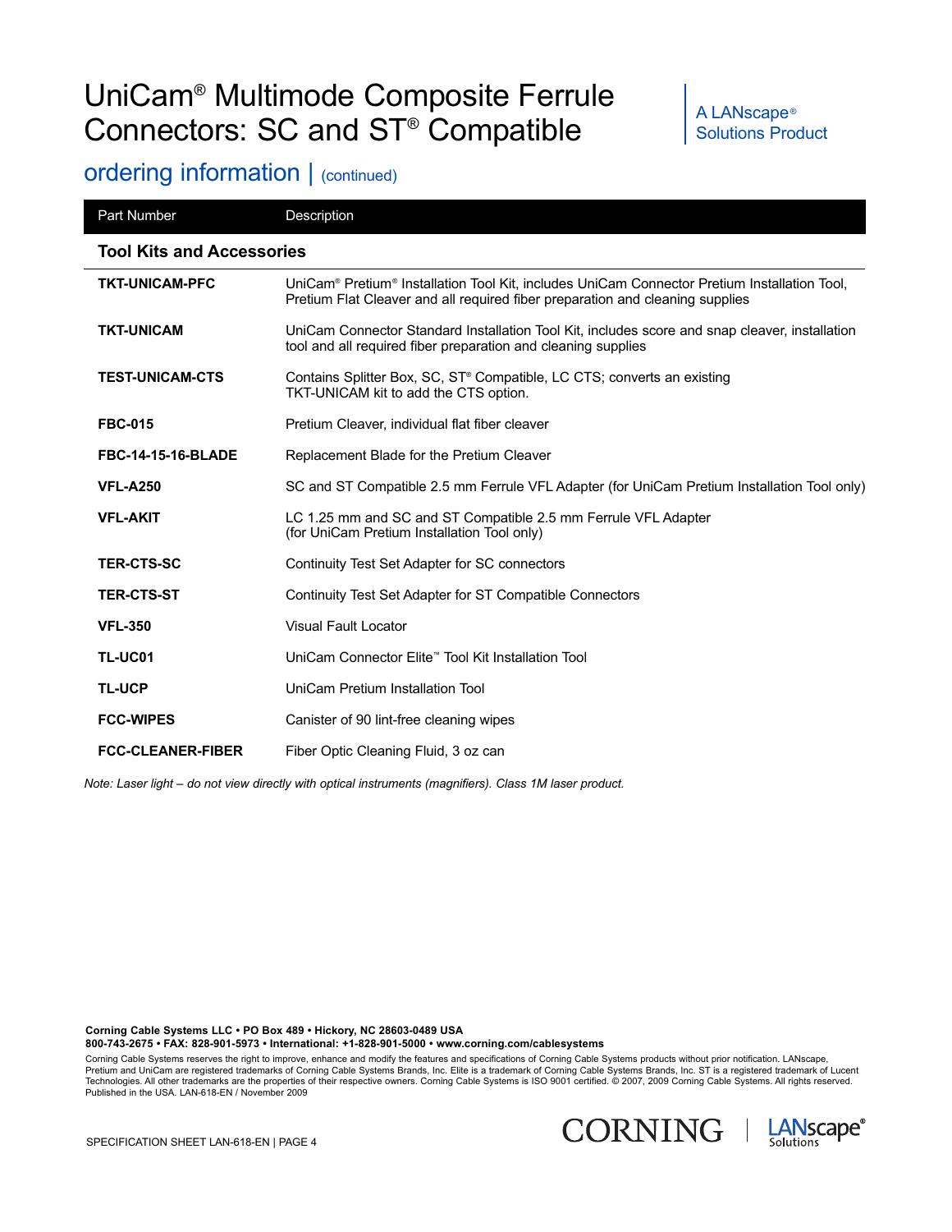# UniCam® Multimode Composite Ferrule Connectors: SC and ST® Compatible

A LANscape® Solutions Product

## ordering information | (continued)

| Part Number | Description |
|---|---|
| **Tool Kits and Accessories** | |
| **TKT-UNICAM-PFC** | UniCam® Pretium® Installation Tool Kit, includes UniCam Connector Pretium Installation Tool, Pretium Flat Cleaver and all required fiber preparation and cleaning supplies |
| **TKT-UNICAM** | UniCam Connector Standard Installation Tool Kit, includes score and snap cleaver, installation tool and all required fiber preparation and cleaning supplies |
| **TEST-UNICAM-CTS** | Contains Splitter Box, SC, ST® Compatible, LC CTS; converts an existing TKT-UNICAM kit to add the CTS option. |
| **FBC-015** | Pretium Cleaver, individual flat fiber cleaver |
| **FBC-14-15-16-BLADE** | Replacement Blade for the Pretium Cleaver |
| **VFL-A250** | SC and ST Compatible 2.5 mm Ferrule VFL Adapter (for UniCam Pretium Installation Tool only) |
| **VFL-AKIT** | LC 1.25 mm and SC and ST Compatible 2.5 mm Ferrule VFL Adapter (for UniCam Pretium Installation Tool only) |
| **TER-CTS-SC** | Continuity Test Set Adapter for SC connectors |
| **TER-CTS-ST** | Continuity Test Set Adapter for ST Compatible Connectors |
| **VFL-350** | Visual Fault Locator |
| **TL-UC01** | UniCam Connector Elite™ Tool Kit Installation Tool |
| **TL-UCP** | UniCam Pretium Installation Tool |
| **FCC-WIPES** | Canister of 90 lint-free cleaning wipes |
| **FCC-CLEANER-FIBER** | Fiber Optic Cleaning Fluid, 3 oz can |

*Note: Laser light – do not view directly with optical instruments (magnifiers). Class 1M laser product.*

**Corning Cable Systems LLC • PO Box 489 • Hickory, NC 28603-0489 USA**
**800-743-2675 • FAX: 828-901-5973 • International: +1-828-901-5000 • www.corning.com/cablesystems**

Corning Cable Systems reserves the right to improve, enhance and modify the features and specifications of Corning Cable Systems products without prior notification. LANscape, Pretium and UniCam are registered trademarks of Corning Cable Systems Brands, Inc. Elite is a trademark of Corning Cable Systems Brands, Inc. ST is a registered trademark of Lucent Technologies. All other trademarks are the properties of their respective owners. Corning Cable Systems is ISO 9001 certified. © 2007, 2009 Corning Cable Systems. All rights reserved. Published in the USA. LAN-618-EN / November 2009

CORNING | LANscape® Solutions